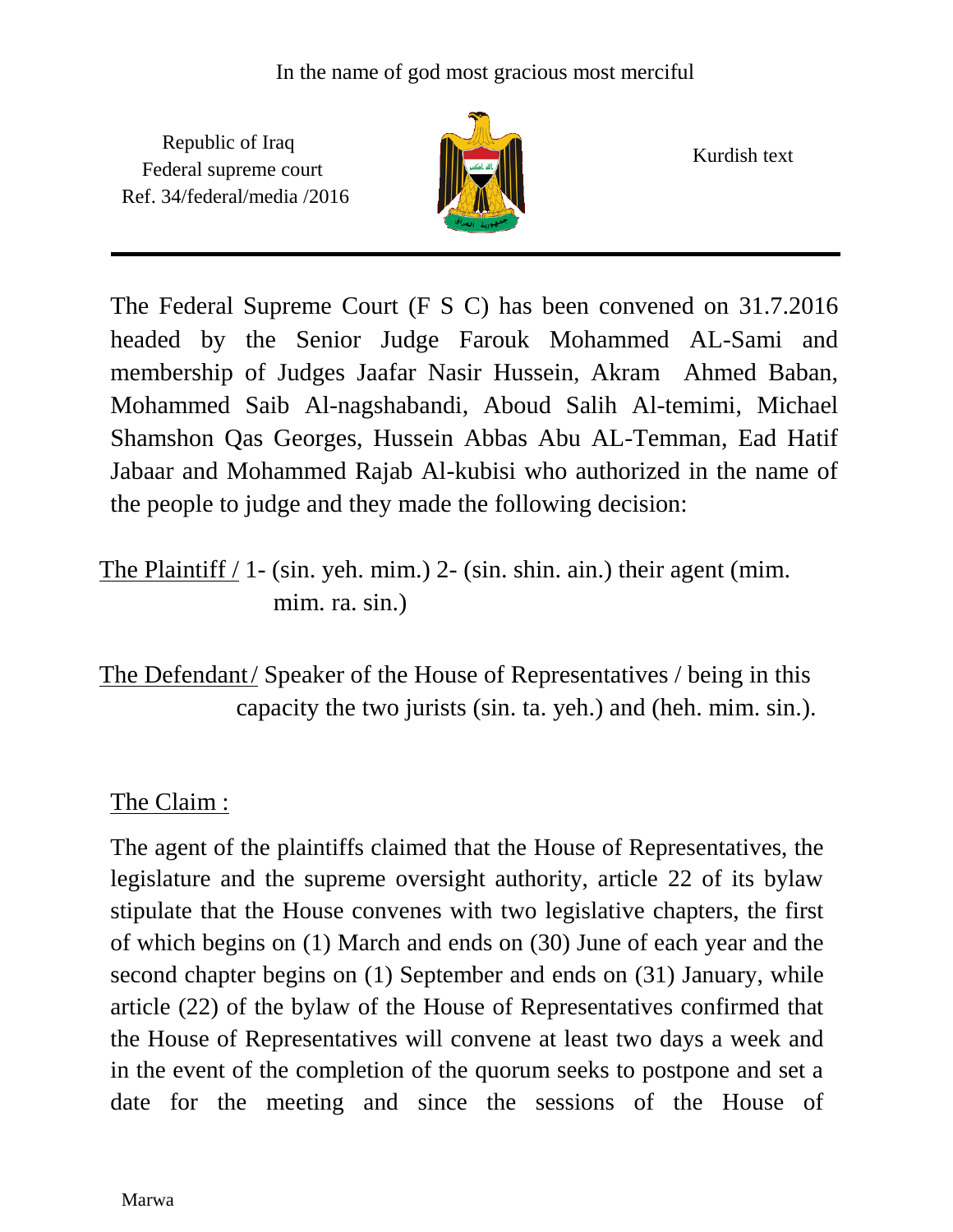In the name of god most gracious most merciful

Republic of Iraq
Federal supreme court
Ref. 34/federal/media /2016

Kurdish text

The Federal Supreme Court (F S C) has been convened on 31.7.2016 headed by the Senior Judge Farouk Mohammed AL-Sami and membership of Judges Jaafar Nasir Hussein, Akram Ahmed Baban, Mohammed Saib Al-nagshabandi, Aboud Salih Al-temimi, Michael Shamshon Qas Georges, Hussein Abbas Abu AL-Temman, Ead Hatif Jabaar and Mohammed Rajab Al-kubisi who authorized in the name of the people to judge and they made the following decision:

The Plaintiff / 1- (sin. yeh. mim.) 2- (sin. shin. ain.) their agent (mim. mim. ra. sin.)

The Defendant / Speaker of the House of Representatives / being in this capacity the two jurists (sin. ta. yeh.) and (heh. mim. sin.).

The Claim :

The agent of the plaintiffs claimed that the House of Representatives, the legislature and the supreme oversight authority, article 22 of its bylaw stipulate that the House convenes with two legislative chapters, the first of which begins on (1) March and ends on (30) June of each year and the second chapter begins on (1) September and ends on (31) January, while article (22) of the bylaw of the House of Representatives confirmed that the House of Representatives will convene at least two days a week and in the event of the completion of the quorum seeks to postpone and set a date for the meeting and since the sessions of the House of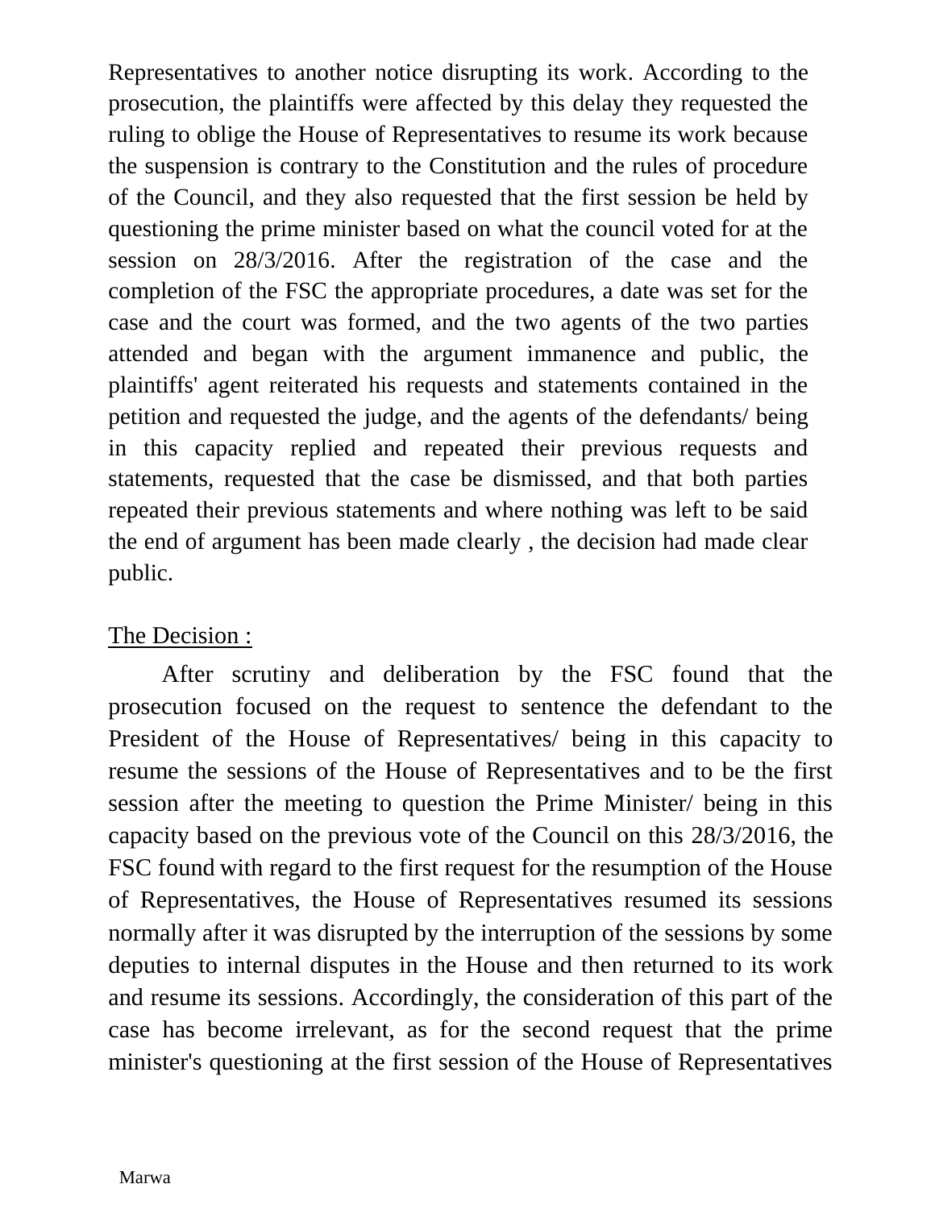Representatives to another notice disrupting its work. According to the prosecution, the plaintiffs were affected by this delay they requested the ruling to oblige the House of Representatives to resume its work because the suspension is contrary to the Constitution and the rules of procedure of the Council, and they also requested that the first session be held by questioning the prime minister based on what the council voted for at the session on 28/3/2016. After the registration of the case and the completion of the FSC the appropriate procedures, a date was set for the case and the court was formed, and the two agents of the two parties attended and began with the argument immanence and public, the plaintiffs' agent reiterated his requests and statements contained in the petition and requested the judge, and the agents of the defendants/ being in this capacity replied and repeated their previous requests and statements, requested that the case be dismissed, and that both parties repeated their previous statements and where nothing was left to be said the end of argument has been made clearly , the decision had made clear public.

<u>The Decision :</u>

After scrutiny and deliberation by the FSC found that the prosecution focused on the request to sentence the defendant to the President of the House of Representatives/ being in this capacity to resume the sessions of the House of Representatives and to be the first session after the meeting to question the Prime Minister/ being in this capacity based on the previous vote of the Council on this 28/3/2016, the FSC found with regard to the first request for the resumption of the House of Representatives, the House of Representatives resumed its sessions normally after it was disrupted by the interruption of the sessions by some deputies to internal disputes in the House and then returned to its work and resume its sessions. Accordingly, the consideration of this part of the case has become irrelevant, as for the second request that the prime minister's questioning at the first session of the House of Representatives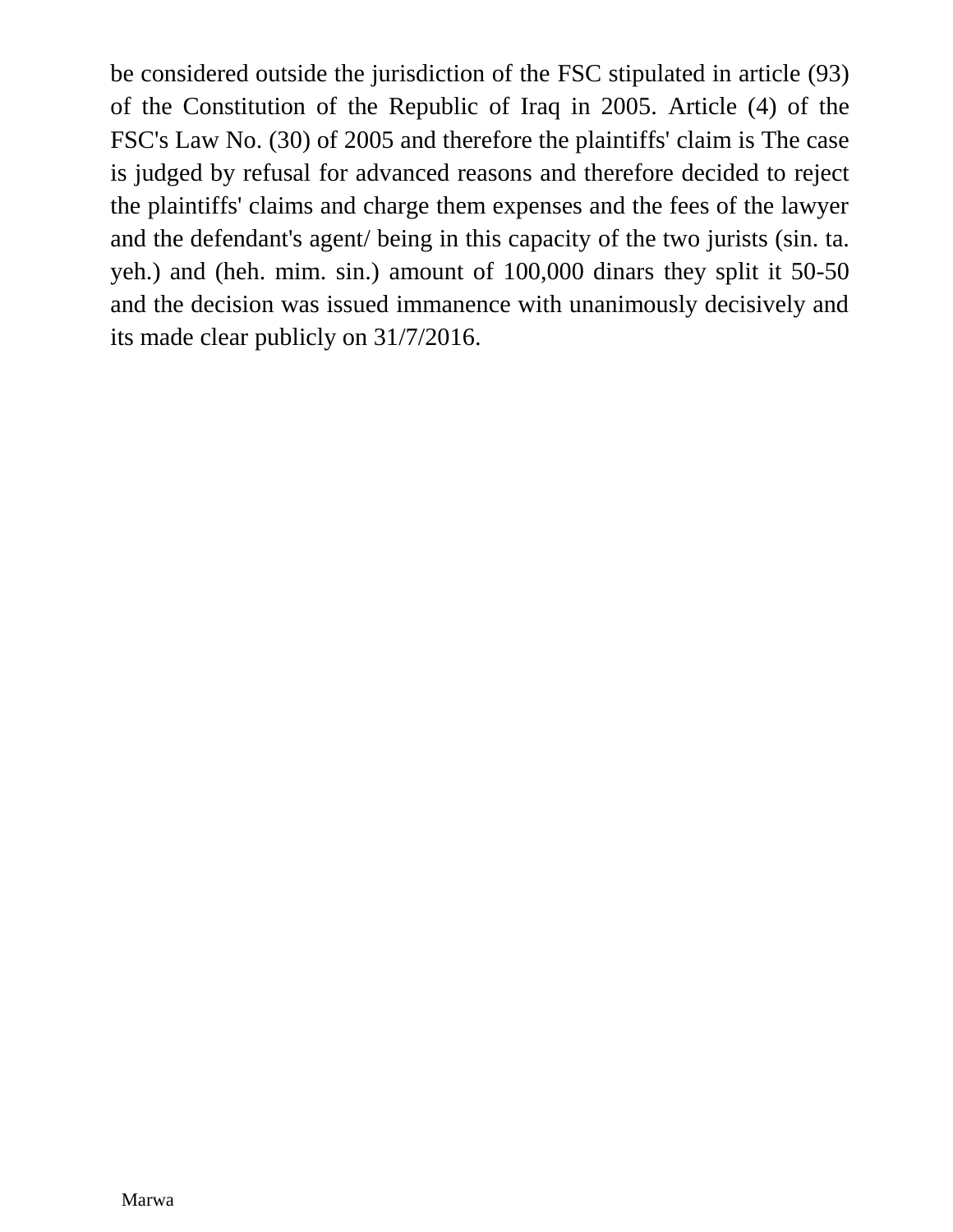be considered outside the jurisdiction of the FSC stipulated in article (93) of the Constitution of the Republic of Iraq in 2005. Article (4) of the FSC's Law No. (30) of 2005 and therefore the plaintiffs' claim is The case is judged by refusal for advanced reasons and therefore decided to reject the plaintiffs' claims and charge them expenses and the fees of the lawyer and the defendant's agent/ being in this capacity of the two jurists (sin. ta. yeh.) and (heh. mim. sin.) amount of 100,000 dinars they split it 50-50 and the decision was issued immanence with unanimously decisively and its made clear publicly on 31/7/2016.

Marwa